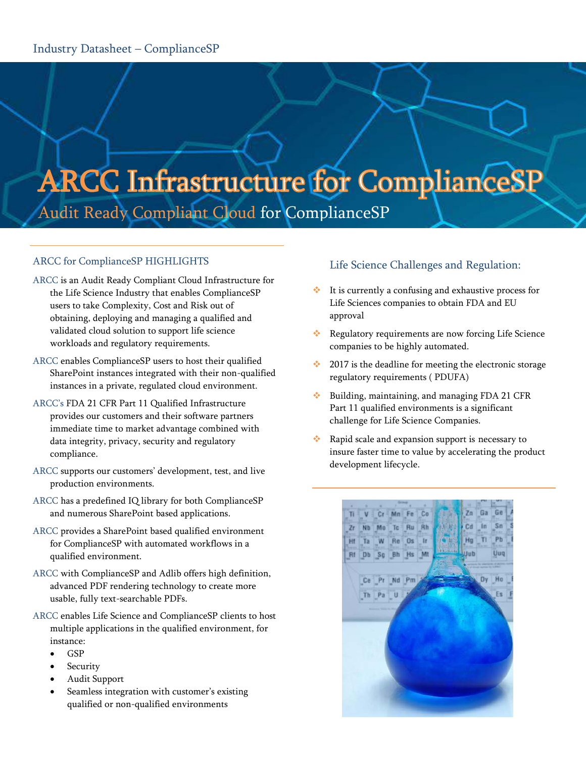Industry Datasheet – ComplianceSP

# ARCC Infrastructure for ComplianceSP

## Audit Ready Compliant Cloud for ComplianceSP

### ARCC for ComplianceSP HIGHLIGHTS

ARCC is an Audit Ready Compliant Cloud Infrastructure for the Life Science Industry that enables ComplianceSP users to take Complexity, Cost and Risk out of obtaining, deploying and managing a qualified and validated cloud solution to support life science workloads and regulatory requirements.

ARCC enables ComplianceSP users to host their qualified SharePoint instances integrated with their non-qualified instances in a private, regulated cloud environment.

ARCC's FDA 21 CFR Part 11 Qualified Infrastructure provides our customers and their software partners immediate time to market advantage combined with data integrity, privacy, security and regulatory compliance.

ARCC supports our customers' development, test, and live production environments.

ARCC has a predefined IQ library for both ComplianceSP and numerous SharePoint based applications.

ARCC provides a SharePoint based qualified environment for ComplianceSP with automated workflows in a qualified environment.

ARCC with ComplianceSP and Adlib offers high definition, advanced PDF rendering technology to create more usable, fully text-searchable PDFs.

ARCC enables Life Science and ComplianceSP clients to host multiple applications in the qualified environment, for instance:

- GSP
- Security
- Audit Support
- Seamless integration with customer's existing qualified or non-qualified environments

### Life Science Challenges and Regulation:

- It is currently a confusing and exhaustive process for Life Sciences companies to obtain FDA and EU approval
- Regulatory requirements are now forcing Life Science companies to be highly automated.
- 2017 is the deadline for meeting the electronic storage regulatory requirements ( PDUFA)
- Building, maintaining, and managing FDA 21 CFR Part 11 qualified environments is a significant challenge for Life Science Companies.
- Rapid scale and expansion support is necessary to insure faster time to value by accelerating the product development lifecycle.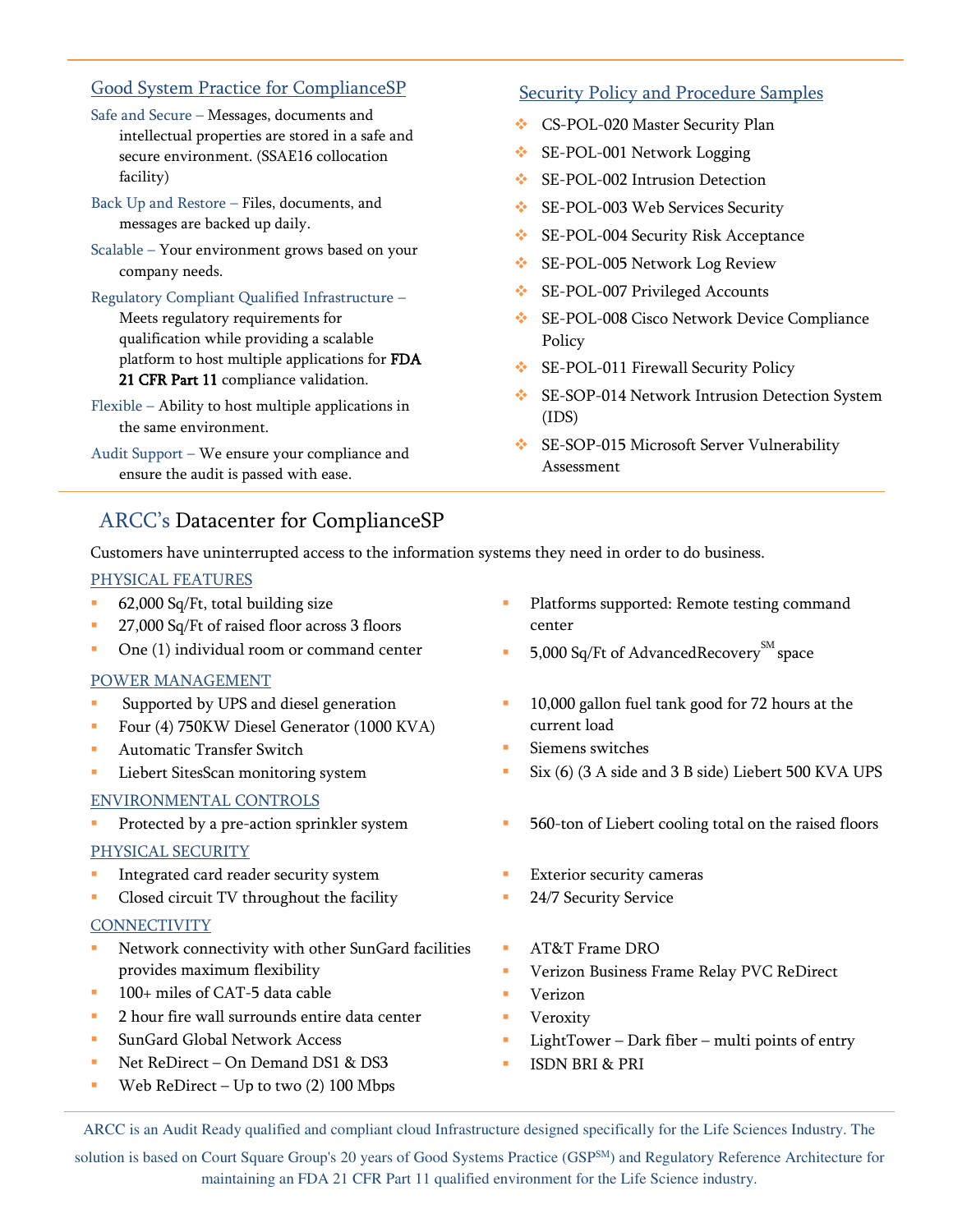## Good System Practice for ComplianceSP

Safe and Secure – Messages, documents and intellectual properties are stored in a safe and secure environment. (SSAE16 collocation facility)

Back Up and Restore – Files, documents, and messages are backed up daily.

Scalable – Your environment grows based on your company needs.

Regulatory Compliant Qualified Infrastructure – Meets regulatory requirements for qualification while providing a scalable platform to host multiple applications for **FDA 21 CFR Part 11** compliance validation.

Flexible – Ability to host multiple applications in the same environment.

Audit Support – We ensure your compliance and ensure the audit is passed with ease.

## Security Policy and Procedure Samples

- CS-POL-020 Master Security Plan
- SE-POL-001 Network Logging
- SE-POL-002 Intrusion Detection
- SE-POL-003 Web Services Security
- SE-POL-004 Security Risk Acceptance
- SE-POL-005 Network Log Review
- SE-POL-007 Privileged Accounts
- SE-POL-008 Cisco Network Device Compliance Policy
- SE-POL-011 Firewall Security Policy
- SE-SOP-014 Network Intrusion Detection System (IDS)
- SE-SOP-015 Microsoft Server Vulnerability Assessment

## ARCC's Datacenter for ComplianceSP

Customers have uninterrupted access to the information systems they need in order to do business.

### PHYSICAL FEATURES

- 62,000 Sq/Ft, total building size
- 27,000 Sq/Ft of raised floor across 3 floors
- One (1) individual room or command center
- Platforms supported: Remote testing command center
- 5,000 Sq/Ft of AdvancedRecovery[SM] space

### POWER MANAGEMENT

- Supported by UPS and diesel generation
- Four (4) 750KW Diesel Generator (1000 KVA)
- Automatic Transfer Switch
- Liebert SitesScan monitoring system
- 10,000 gallon fuel tank good for 72 hours at the current load
- Siemens switches
- Six (6) (3 A side and 3 B side) Liebert 500 KVA UPS

### ENVIRONMENTAL CONTROLS

- Protected by a pre-action sprinkler system
- 560-ton of Liebert cooling total on the raised floors

### PHYSICAL SECURITY

- Integrated card reader security system
- Closed circuit TV throughout the facility
- Exterior security cameras
- 24/7 Security Service

### CONNECTIVITY

- Network connectivity with other SunGard facilities provides maximum flexibility
- 100+ miles of CAT-5 data cable
- 2 hour fire wall surrounds entire data center
- SunGard Global Network Access
- Net ReDirect – On Demand DS1 & DS3
- Web ReDirect – Up to two (2) 100 Mbps
- AT&T Frame DRO
- Verizon Business Frame Relay PVC ReDirect
- Verizon
- Veroxity
- LightTower – Dark fiber – multi points of entry
- ISDN BRI & PRI

ARCC is an Audit Ready qualified and compliant cloud Infrastructure designed specifically for the Life Sciences Industry. The solution is based on Court Square Group's 20 years of Good Systems Practice (GSP[SM]) and Regulatory Reference Architecture for maintaining an FDA 21 CFR Part 11 qualified environment for the Life Science industry.